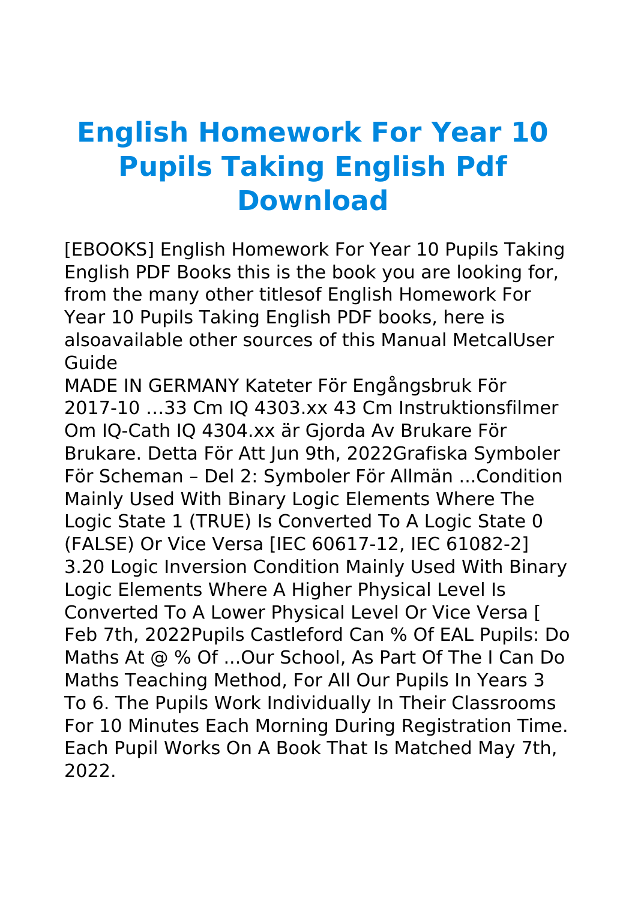# English Homework For Year 10 Pupils Taking English Pdf Download

[EBOOKS] English Homework For Year 10 Pupils Taking English PDF Books this is the book you are looking for, from the many other titlesof English Homework For Year 10 Pupils Taking English PDF books, here is alsoavailable other sources of this Manual MetcalUser Guide

MADE IN GERMANY Kateter För Engångsbruk För 2017-10 …33 Cm IQ 4303.xx 43 Cm Instruktionsfilmer Om IQ-Cath IQ 4304.xx är Gjorda Av Brukare För Brukare. Detta För Att Jun 9th, 2022Grafiska Symboler För Scheman – Del 2: Symboler För Allmän ...Condition Mainly Used With Binary Logic Elements Where The Logic State 1 (TRUE) Is Converted To A Logic State 0 (FALSE) Or Vice Versa [IEC 60617-12, IEC 61082-2] 3.20 Logic Inversion Condition Mainly Used With Binary Logic Elements Where A Higher Physical Level Is Converted To A Lower Physical Level Or Vice Versa [ Feb 7th, 2022Pupils Castleford Can % Of EAL Pupils: Do Maths At @ % Of ...Our School, As Part Of The I Can Do Maths Teaching Method, For All Our Pupils In Years 3 To 6. The Pupils Work Individually In Their Classrooms For 10 Minutes Each Morning During Registration Time. Each Pupil Works On A Book That Is Matched May 7th, 2022.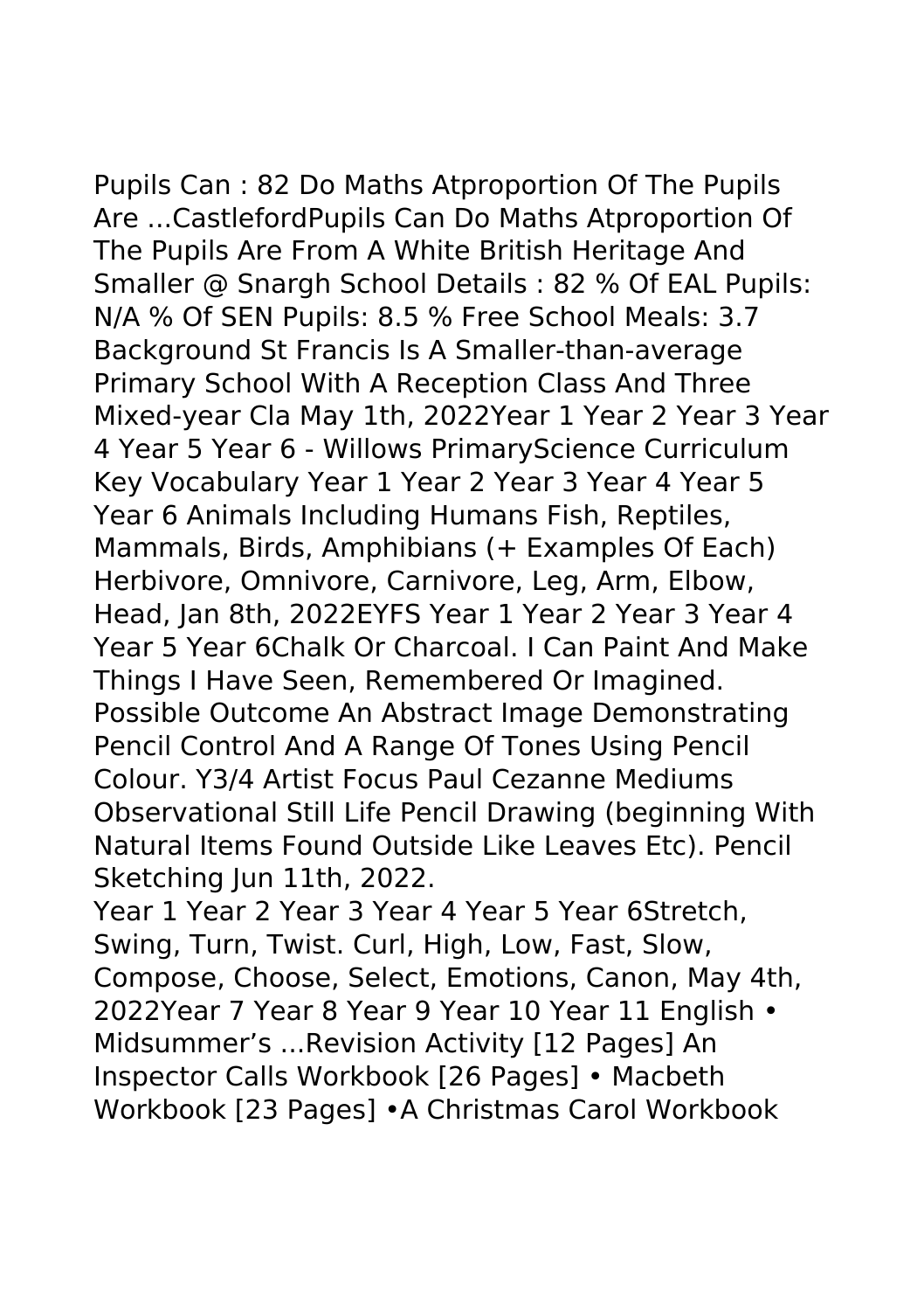Pupils Can : 82 Do Maths Atproportion Of The Pupils Are ...CastlefordPupils Can Do Maths Atproportion Of The Pupils Are From A White British Heritage And Smaller @ Snargh School Details : 82 % Of EAL Pupils: N/A % Of SEN Pupils: 8.5 % Free School Meals: 3.7 Background St Francis Is A Smaller-than-average Primary School With A Reception Class And Three Mixed-year Cla May 1th, 2022Year 1 Year 2 Year 3 Year 4 Year 5 Year 6 - Willows PrimaryScience Curriculum Key Vocabulary Year 1 Year 2 Year 3 Year 4 Year 5 Year 6 Animals Including Humans Fish, Reptiles, Mammals, Birds, Amphibians (+ Examples Of Each) Herbivore, Omnivore, Carnivore, Leg, Arm, Elbow, Head, Jan 8th, 2022EYFS Year 1 Year 2 Year 3 Year 4 Year 5 Year 6Chalk Or Charcoal. I Can Paint And Make Things I Have Seen, Remembered Or Imagined. Possible Outcome An Abstract Image Demonstrating Pencil Control And A Range Of Tones Using Pencil Colour. Y3/4 Artist Focus Paul Cezanne Mediums Observational Still Life Pencil Drawing (beginning With Natural Items Found Outside Like Leaves Etc). Pencil Sketching Jun 11th, 2022.

Year 1 Year 2 Year 3 Year 4 Year 5 Year 6Stretch, Swing, Turn, Twist. Curl, High, Low, Fast, Slow, Compose, Choose, Select, Emotions, Canon, May 4th, 2022Year 7 Year 8 Year 9 Year 10 Year 11 English • Midsummer's ...Revision Activity [12 Pages] An Inspector Calls Workbook [26 Pages] • Macbeth Workbook [23 Pages] •A Christmas Carol Workbook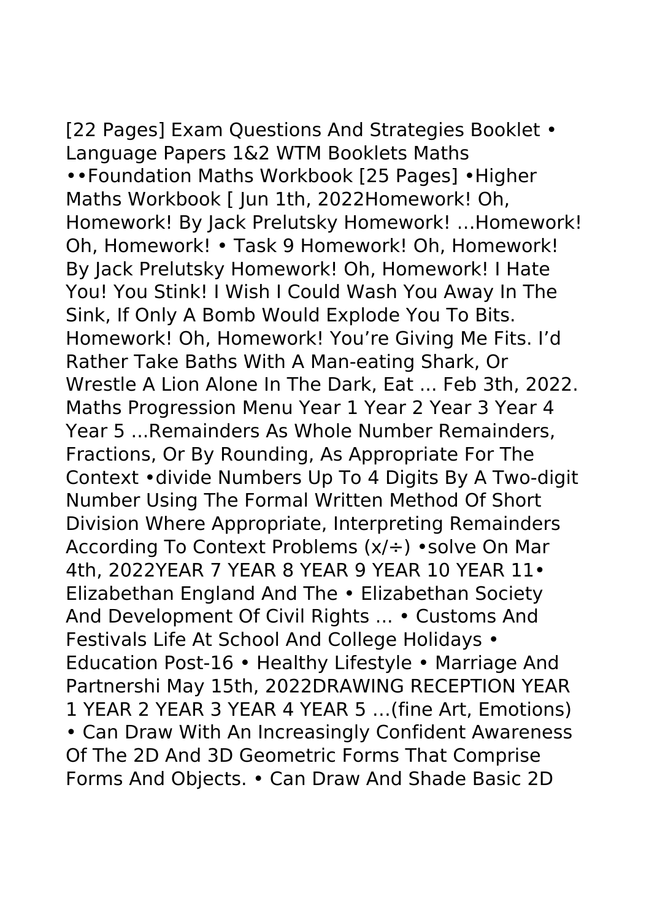[22 Pages] Exam Questions And Strategies Booklet • Language Papers 1&2 WTM Booklets Maths ••Foundation Maths Workbook [25 Pages] •Higher Maths Workbook [ Jun 1th, 2022Homework! Oh, Homework! By Jack Prelutsky Homework! …Homework! Oh, Homework! • Task 9 Homework! Oh, Homework! By Jack Prelutsky Homework! Oh, Homework! I Hate You! You Stink! I Wish I Could Wash You Away In The Sink, If Only A Bomb Would Explode You To Bits. Homework! Oh, Homework! You're Giving Me Fits. I'd Rather Take Baths With A Man-eating Shark, Or Wrestle A Lion Alone In The Dark, Eat ... Feb 3th, 2022. Maths Progression Menu Year 1 Year 2 Year 3 Year 4 Year 5 ...Remainders As Whole Number Remainders, Fractions, Or By Rounding, As Appropriate For The Context •divide Numbers Up To 4 Digits By A Two-digit Number Using The Formal Written Method Of Short Division Where Appropriate, Interpreting Remainders According To Context Problems (x/÷) •solve On Mar 4th, 2022YEAR 7 YEAR 8 YEAR 9 YEAR 10 YEAR 11• Elizabethan England And The • Elizabethan Society And Development Of Civil Rights ... • Customs And Festivals Life At School And College Holidays • Education Post-16 • Healthy Lifestyle • Marriage And Partnershi May 15th, 2022DRAWING RECEPTION YEAR 1 YEAR 2 YEAR 3 YEAR 4 YEAR 5 …(fine Art, Emotions) • Can Draw With An Increasingly Confident Awareness Of The 2D And 3D Geometric Forms That Comprise Forms And Objects. • Can Draw And Shade Basic 2D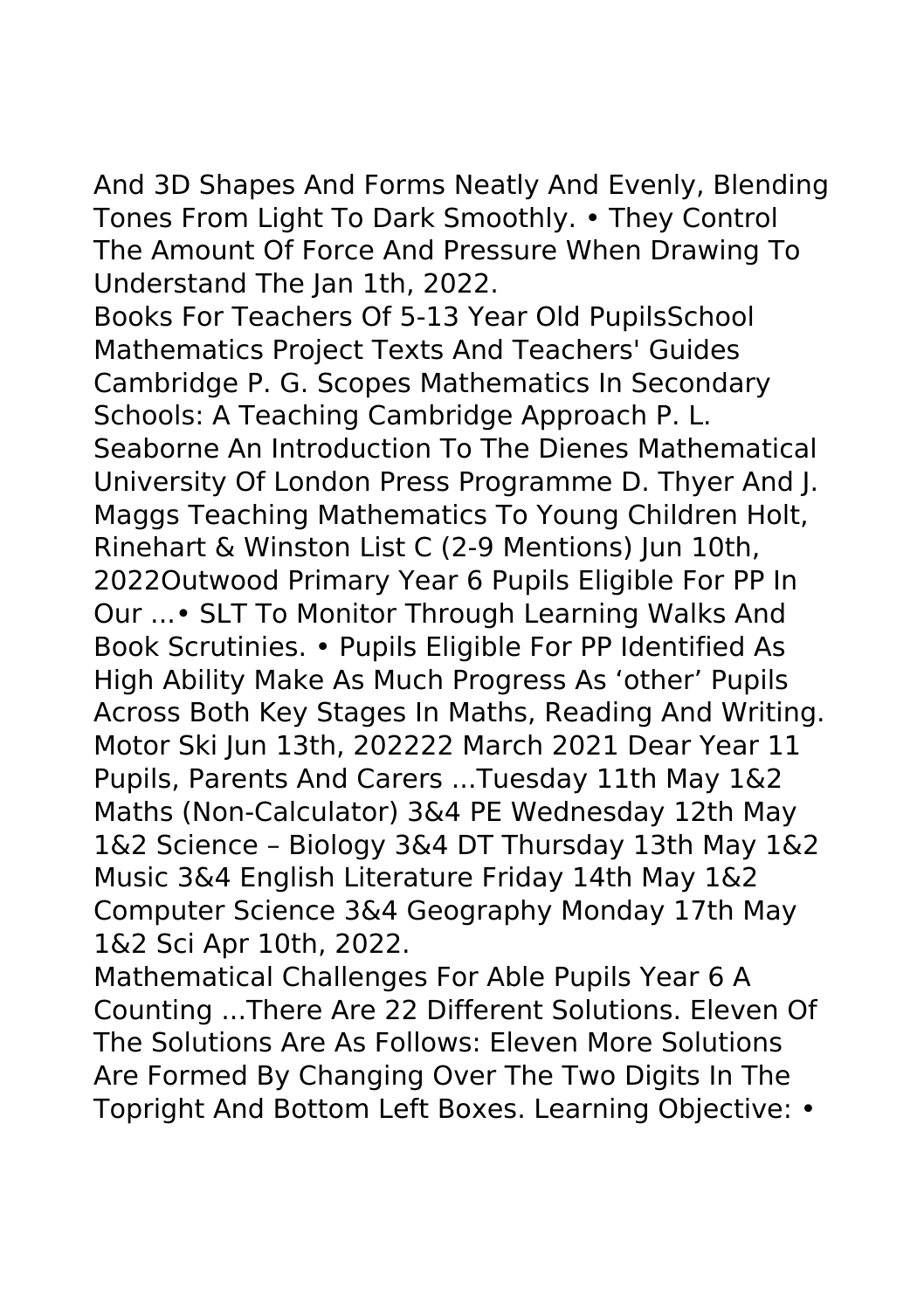And 3D Shapes And Forms Neatly And Evenly, Blending Tones From Light To Dark Smoothly. • They Control The Amount Of Force And Pressure When Drawing To Understand The Jan 1th, 2022.

Books For Teachers Of 5-13 Year Old PupilsSchool Mathematics Project Texts And Teachers' Guides Cambridge P. G. Scopes Mathematics In Secondary Schools: A Teaching Cambridge Approach P. L. Seaborne An Introduction To The Dienes Mathematical University Of London Press Programme D. Thyer And J. Maggs Teaching Mathematics To Young Children Holt, Rinehart & Winston List C (2-9 Mentions) Jun 10th, 2022Outwood Primary Year 6 Pupils Eligible For PP In Our ...• SLT To Monitor Through Learning Walks And Book Scrutinies. • Pupils Eligible For PP Identified As High Ability Make As Much Progress As 'other' Pupils Across Both Key Stages In Maths, Reading And Writing. Motor Ski Jun 13th, 202222 March 2021 Dear Year 11 Pupils, Parents And Carers ...Tuesday 11th May 1&2 Maths (Non-Calculator) 3&4 PE Wednesday 12th May 1&2 Science – Biology 3&4 DT Thursday 13th May 1&2 Music 3&4 English Literature Friday 14th May 1&2 Computer Science 3&4 Geography Monday 17th May 1&2 Sci Apr 10th, 2022.

Mathematical Challenges For Able Pupils Year 6 A Counting ...There Are 22 Different Solutions. Eleven Of The Solutions Are As Follows: Eleven More Solutions Are Formed By Changing Over The Two Digits In The Topright And Bottom Left Boxes. Learning Objective: •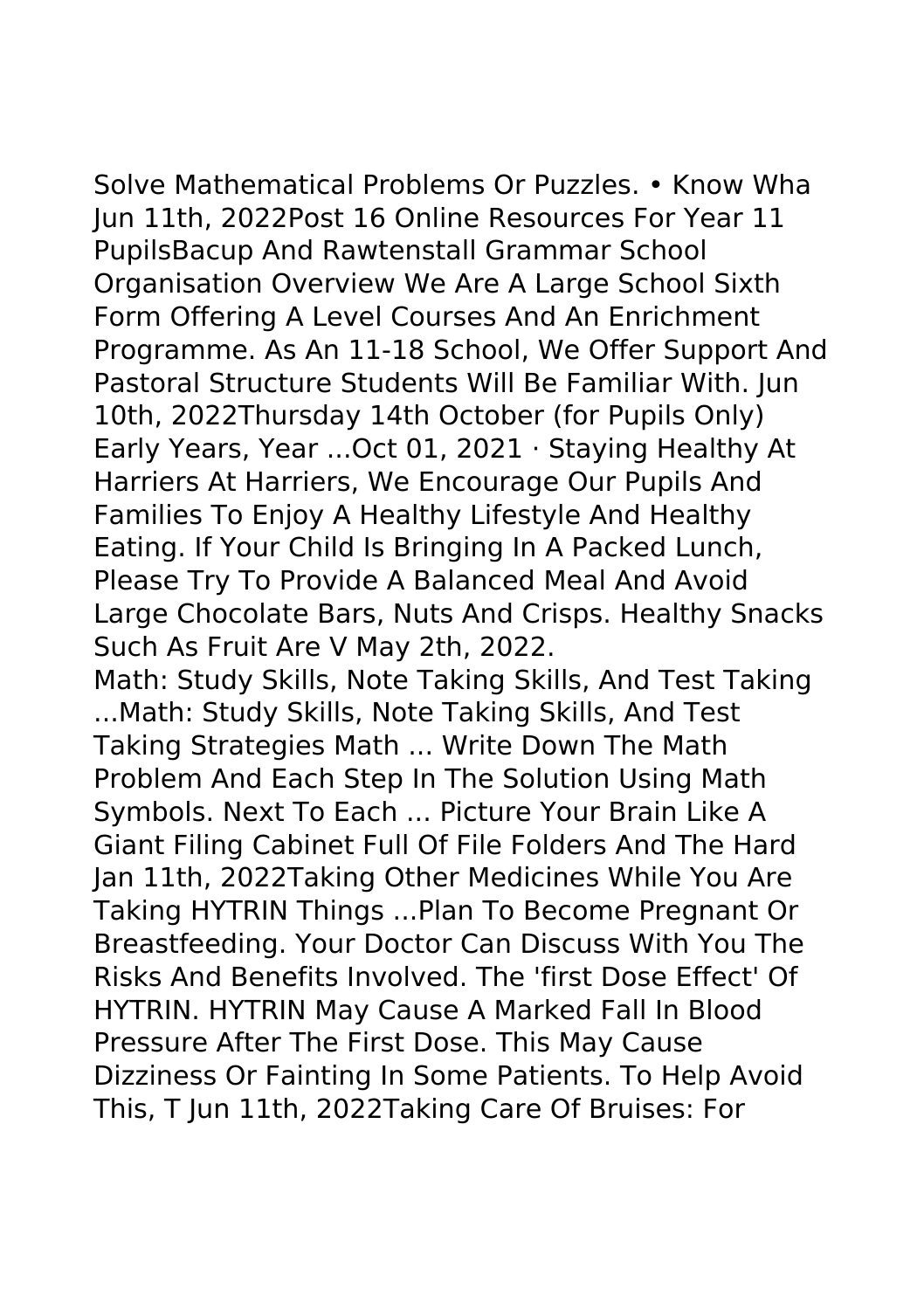Solve Mathematical Problems Or Puzzles. • Know Wha Jun 11th, 2022Post 16 Online Resources For Year 11 PupilsBacup And Rawtenstall Grammar School Organisation Overview We Are A Large School Sixth Form Offering A Level Courses And An Enrichment Programme. As An 11-18 School, We Offer Support And Pastoral Structure Students Will Be Familiar With. Jun 10th, 2022Thursday 14th October (for Pupils Only) Early Years, Year ...Oct 01, 2021 · Staying Healthy At Harriers At Harriers, We Encourage Our Pupils And Families To Enjoy A Healthy Lifestyle And Healthy Eating. If Your Child Is Bringing In A Packed Lunch, Please Try To Provide A Balanced Meal And Avoid Large Chocolate Bars, Nuts And Crisps. Healthy Snacks Such As Fruit Are V May 2th, 2022.

Math: Study Skills, Note Taking Skills, And Test Taking ...Math: Study Skills, Note Taking Skills, And Test Taking Strategies Math ... Write Down The Math Problem And Each Step In The Solution Using Math Symbols. Next To Each ... Picture Your Brain Like A Giant Filing Cabinet Full Of File Folders And The Hard Jan 11th, 2022Taking Other Medicines While You Are Taking HYTRIN Things ...Plan To Become Pregnant Or Breastfeeding. Your Doctor Can Discuss With You The Risks And Benefits Involved. The 'first Dose Effect' Of HYTRIN. HYTRIN May Cause A Marked Fall In Blood Pressure After The First Dose. This May Cause Dizziness Or Fainting In Some Patients. To Help Avoid This, T Jun 11th, 2022Taking Care Of Bruises: For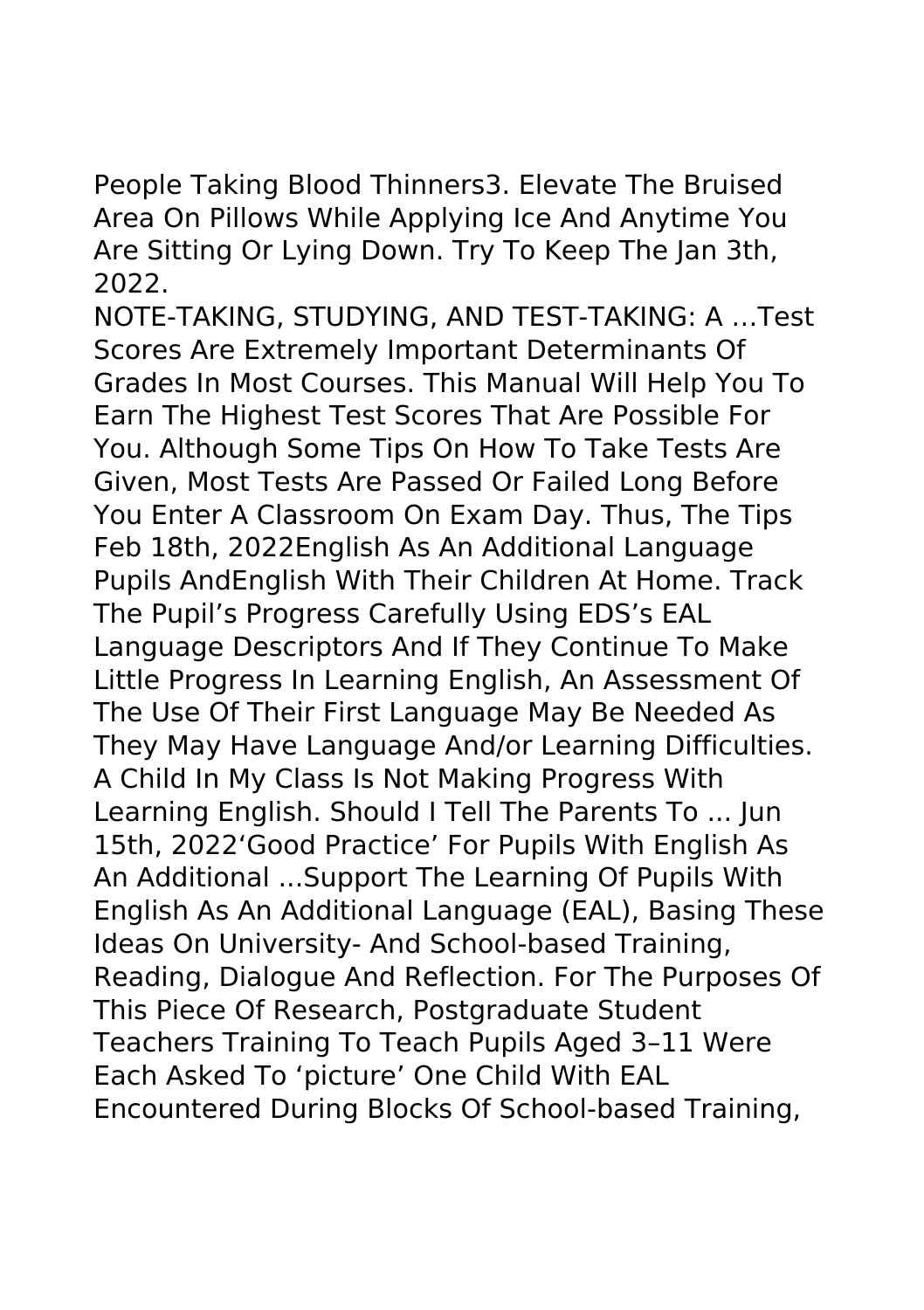People Taking Blood Thinners3. Elevate The Bruised Area On Pillows While Applying Ice And Anytime You Are Sitting Or Lying Down. Try To Keep The Jan 3th, 2022.

NOTE-TAKING, STUDYING, AND TEST-TAKING: A …Test Scores Are Extremely Important Determinants Of Grades In Most Courses. This Manual Will Help You To Earn The Highest Test Scores That Are Possible For You. Although Some Tips On How To Take Tests Are Given, Most Tests Are Passed Or Failed Long Before You Enter A Classroom On Exam Day. Thus, The Tips Feb 18th, 2022English As An Additional Language Pupils AndEnglish With Their Children At Home. Track The Pupil's Progress Carefully Using EDS's EAL Language Descriptors And If They Continue To Make Little Progress In Learning English, An Assessment Of The Use Of Their First Language May Be Needed As They May Have Language And/or Learning Difficulties. A Child In My Class Is Not Making Progress With Learning English. Should I Tell The Parents To ... Jun 15th, 2022'Good Practice' For Pupils With English As An Additional ...Support The Learning Of Pupils With English As An Additional Language (EAL), Basing These Ideas On University- And School-based Training, Reading, Dialogue And Reflection. For The Purposes Of This Piece Of Research, Postgraduate Student Teachers Training To Teach Pupils Aged 3–11 Were Each Asked To 'picture' One Child With EAL Encountered During Blocks Of School-based Training,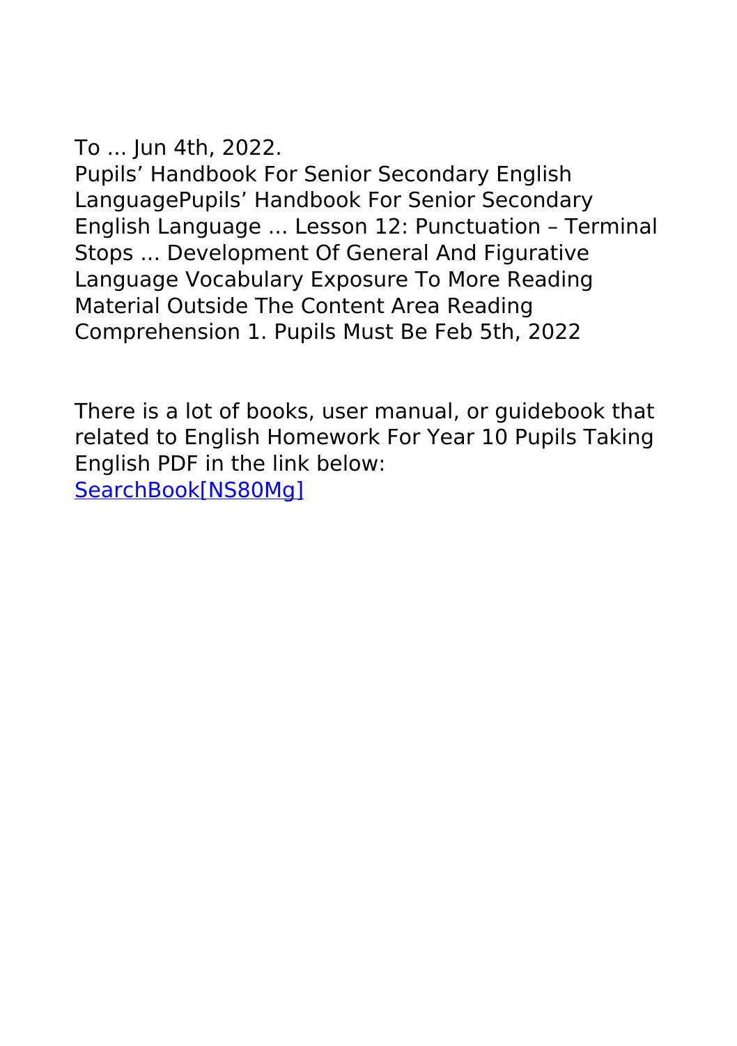To ... Jun 4th, 2022.
Pupils' Handbook For Senior Secondary English LanguagePupils' Handbook For Senior Secondary English Language ... Lesson 12: Punctuation – Terminal Stops ... Development Of General And Figurative Language Vocabulary Exposure To More Reading Material Outside The Content Area Reading Comprehension 1. Pupils Must Be Feb 5th, 2022

There is a lot of books, user manual, or guidebook that related to English Homework For Year 10 Pupils Taking English PDF in the link below:
SearchBook[NS80Mg]